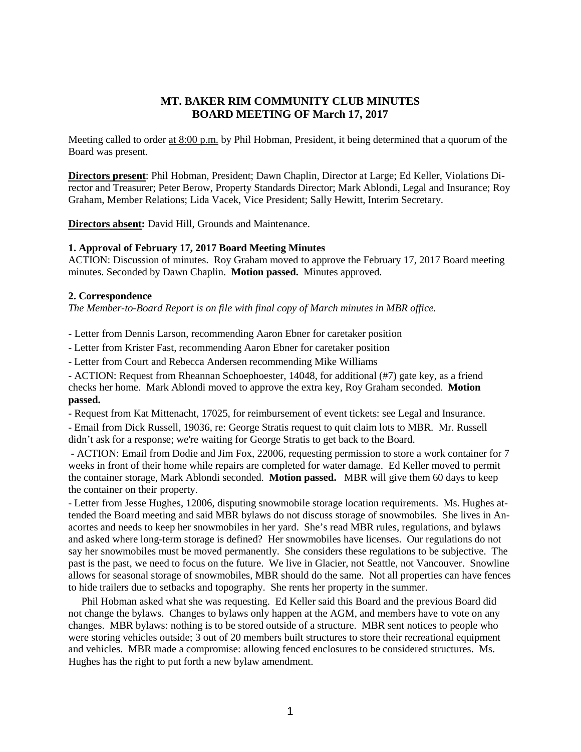# MT. BAKER RIM COMMUNITY CLUB MINUTES
# BOARD MEETING OF March 17, 2017

Meeting called to order at 8:00 p.m. by Phil Hobman, President, it being determined that a quorum of the Board was present.

**Directors present**: Phil Hobman, President; Dawn Chaplin, Director at Large; Ed Keller, Violations Director and Treasurer; Peter Berow, Property Standards Director; Mark Ablondi, Legal and Insurance; Roy Graham, Member Relations; Lida Vacek, Vice President; Sally Hewitt, Interim Secretary.

**Directors absent:** David Hill, Grounds and Maintenance.

### 1. Approval of February 17, 2017 Board Meeting Minutes

ACTION: Discussion of minutes. Roy Graham moved to approve the February 17, 2017 Board meeting minutes. Seconded by Dawn Chaplin. **Motion passed.** Minutes approved.

### 2. Correspondence

*The Member-to-Board Report is on file with final copy of March minutes in MBR office.*

- Letter from Dennis Larson, recommending Aaron Ebner for caretaker position
- Letter from Krister Fast, recommending Aaron Ebner for caretaker position
- Letter from Court and Rebecca Andersen recommending Mike Williams
- ACTION: Request from Rheannan Schoephoester, 14048, for additional (#7) gate key, as a friend checks her home. Mark Ablondi moved to approve the extra key, Roy Graham seconded. **Motion passed.**
- Request from Kat Mittenacht, 17025, for reimbursement of event tickets: see Legal and Insurance.
- Email from Dick Russell, 19036, re: George Stratis request to quit claim lots to MBR. Mr. Russell didn't ask for a response; we're waiting for George Stratis to get back to the Board.
- ACTION: Email from Dodie and Jim Fox, 22006, requesting permission to store a work container for 7 weeks in front of their home while repairs are completed for water damage. Ed Keller moved to permit the container storage, Mark Ablondi seconded. **Motion passed.** MBR will give them 60 days to keep the container on their property.
- Letter from Jesse Hughes, 12006, disputing snowmobile storage location requirements. Ms. Hughes attended the Board meeting and said MBR bylaws do not discuss storage of snowmobiles. She lives in Anacortes and needs to keep her snowmobiles in her yard. She's read MBR rules, regulations, and bylaws and asked where long-term storage is defined? Her snowmobiles have licenses. Our regulations do not say her snowmobiles must be moved permanently. She considers these regulations to be subjective. The past is the past, we need to focus on the future. We live in Glacier, not Seattle, not Vancouver. Snowline allows for seasonal storage of snowmobiles, MBR should do the same. Not all properties can have fences to hide trailers due to setbacks and topography. She rents her property in the summer.

Phil Hobman asked what she was requesting. Ed Keller said this Board and the previous Board did not change the bylaws. Changes to bylaws only happen at the AGM, and members have to vote on any changes. MBR bylaws: nothing is to be stored outside of a structure. MBR sent notices to people who were storing vehicles outside; 3 out of 20 members built structures to store their recreational equipment and vehicles. MBR made a compromise: allowing fenced enclosures to be considered structures. Ms. Hughes has the right to put forth a new bylaw amendment.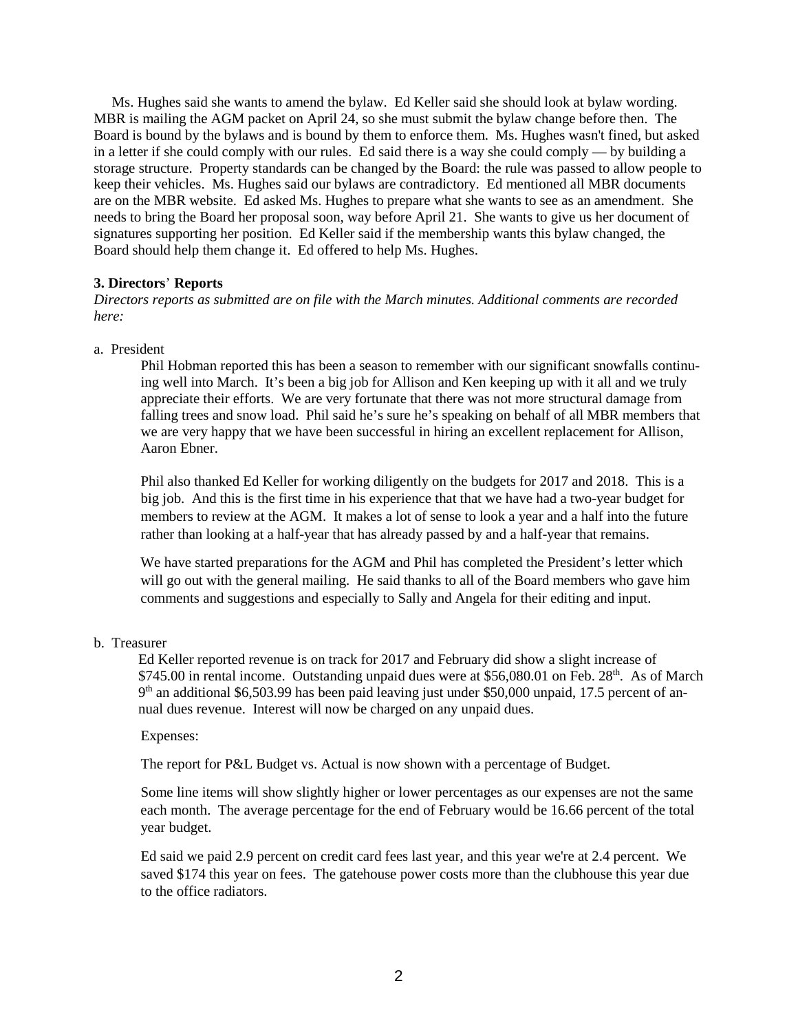Ms. Hughes said she wants to amend the bylaw. Ed Keller said she should look at bylaw wording. MBR is mailing the AGM packet on April 24, so she must submit the bylaw change before then. The Board is bound by the bylaws and is bound by them to enforce them. Ms. Hughes wasn't fined, but asked in a letter if she could comply with our rules. Ed said there is a way she could comply — by building a storage structure. Property standards can be changed by the Board: the rule was passed to allow people to keep their vehicles. Ms. Hughes said our bylaws are contradictory. Ed mentioned all MBR documents are on the MBR website. Ed asked Ms. Hughes to prepare what she wants to see as an amendment. She needs to bring the Board her proposal soon, way before April 21. She wants to give us her document of signatures supporting her position. Ed Keller said if the membership wants this bylaw changed, the Board should help them change it. Ed offered to help Ms. Hughes.

**3. Directors' Reports**

*Directors reports as submitted are on file with the March minutes. Additional comments are recorded here:*

a. President

Phil Hobman reported this has been a season to remember with our significant snowfalls continuing well into March. It's been a big job for Allison and Ken keeping up with it all and we truly appreciate their efforts. We are very fortunate that there was not more structural damage from falling trees and snow load. Phil said he's sure he's speaking on behalf of all MBR members that we are very happy that we have been successful in hiring an excellent replacement for Allison, Aaron Ebner.

Phil also thanked Ed Keller for working diligently on the budgets for 2017 and 2018. This is a big job. And this is the first time in his experience that that we have had a two-year budget for members to review at the AGM. It makes a lot of sense to look a year and a half into the future rather than looking at a half-year that has already passed by and a half-year that remains.

We have started preparations for the AGM and Phil has completed the President's letter which will go out with the general mailing. He said thanks to all of the Board members who gave him comments and suggestions and especially to Sally and Angela for their editing and input.

b. Treasurer

Ed Keller reported revenue is on track for 2017 and February did show a slight increase of $745.00 in rental income. Outstanding unpaid dues were at $56,080.01 on Feb. 28th. As of March 9th an additional $6,503.99 has been paid leaving just under $50,000 unpaid, 17.5 percent of annual dues revenue. Interest will now be charged on any unpaid dues.

Expenses:

The report for P&L Budget vs. Actual is now shown with a percentage of Budget.

Some line items will show slightly higher or lower percentages as our expenses are not the same each month. The average percentage for the end of February would be 16.66 percent of the total year budget.

Ed said we paid 2.9 percent on credit card fees last year, and this year we're at 2.4 percent. We saved $174 this year on fees. The gatehouse power costs more than the clubhouse this year due to the office radiators.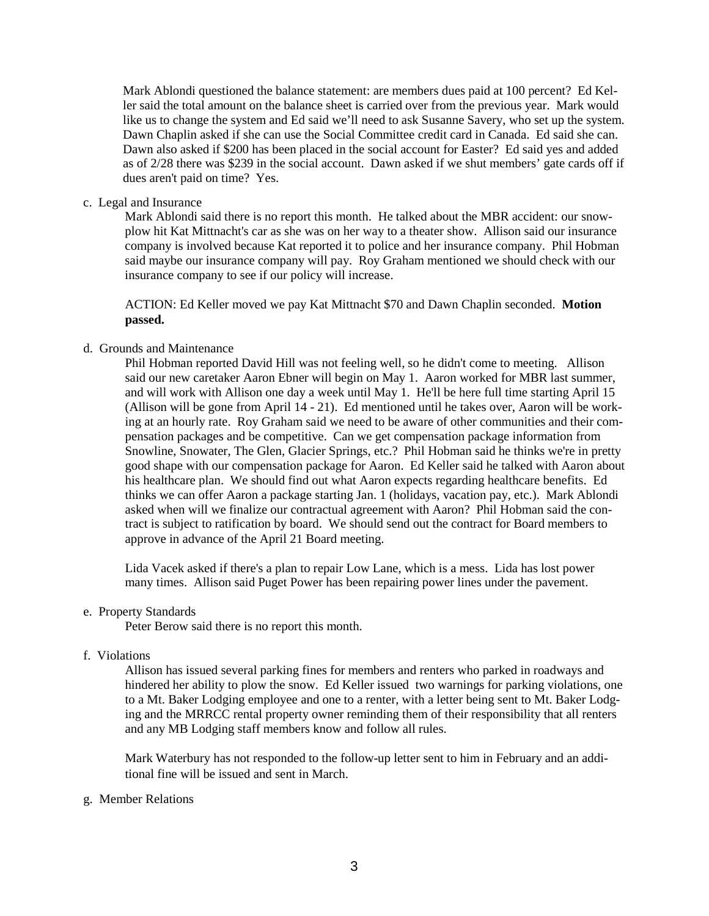Mark Ablondi questioned the balance statement: are members dues paid at 100 percent? Ed Keller said the total amount on the balance sheet is carried over from the previous year. Mark would like us to change the system and Ed said we'll need to ask Susanne Savery, who set up the system. Dawn Chaplin asked if she can use the Social Committee credit card in Canada. Ed said she can. Dawn also asked if $200 has been placed in the social account for Easter? Ed said yes and added as of 2/28 there was $239 in the social account. Dawn asked if we shut members' gate cards off if dues aren't paid on time? Yes.

c. Legal and Insurance

Mark Ablondi said there is no report this month. He talked about the MBR accident: our snowplow hit Kat Mittnacht's car as she was on her way to a theater show. Allison said our insurance company is involved because Kat reported it to police and her insurance company. Phil Hobman said maybe our insurance company will pay. Roy Graham mentioned we should check with our insurance company to see if our policy will increase.

ACTION: Ed Keller moved we pay Kat Mittnacht $70 and Dawn Chaplin seconded. **Motion passed.**

d. Grounds and Maintenance

Phil Hobman reported David Hill was not feeling well, so he didn't come to meeting. Allison said our new caretaker Aaron Ebner will begin on May 1. Aaron worked for MBR last summer, and will work with Allison one day a week until May 1. He'll be here full time starting April 15 (Allison will be gone from April 14 - 21). Ed mentioned until he takes over, Aaron will be working at an hourly rate. Roy Graham said we need to be aware of other communities and their compensation packages and be competitive. Can we get compensation package information from Snowline, Snowater, The Glen, Glacier Springs, etc.? Phil Hobman said he thinks we're in pretty good shape with our compensation package for Aaron. Ed Keller said he talked with Aaron about his healthcare plan. We should find out what Aaron expects regarding healthcare benefits. Ed thinks we can offer Aaron a package starting Jan. 1 (holidays, vacation pay, etc.). Mark Ablondi asked when will we finalize our contractual agreement with Aaron? Phil Hobman said the contract is subject to ratification by board. We should send out the contract for Board members to approve in advance of the April 21 Board meeting.

Lida Vacek asked if there's a plan to repair Low Lane, which is a mess. Lida has lost power many times. Allison said Puget Power has been repairing power lines under the pavement.

e. Property Standards

Peter Berow said there is no report this month.

f. Violations

Allison has issued several parking fines for members and renters who parked in roadways and hindered her ability to plow the snow. Ed Keller issued two warnings for parking violations, one to a Mt. Baker Lodging employee and one to a renter, with a letter being sent to Mt. Baker Lodging and the MRRCC rental property owner reminding them of their responsibility that all renters and any MB Lodging staff members know and follow all rules.

Mark Waterbury has not responded to the follow-up letter sent to him in February and an additional fine will be issued and sent in March.

g. Member Relations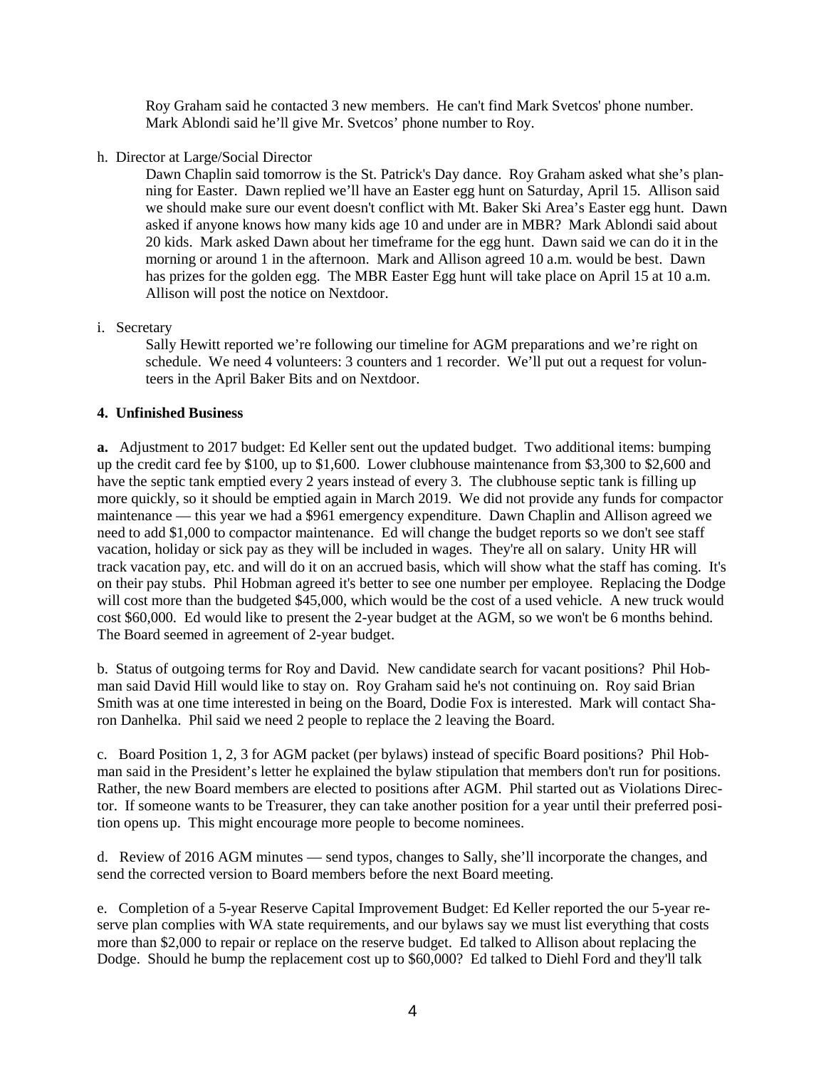Roy Graham said he contacted 3 new members. He can't find Mark Svetcos' phone number. Mark Ablondi said he'll give Mr. Svetcos' phone number to Roy.

h. Director at Large/Social Director

Dawn Chaplin said tomorrow is the St. Patrick's Day dance. Roy Graham asked what she's planning for Easter. Dawn replied we'll have an Easter egg hunt on Saturday, April 15. Allison said we should make sure our event doesn't conflict with Mt. Baker Ski Area's Easter egg hunt. Dawn asked if anyone knows how many kids age 10 and under are in MBR? Mark Ablondi said about 20 kids. Mark asked Dawn about her timeframe for the egg hunt. Dawn said we can do it in the morning or around 1 in the afternoon. Mark and Allison agreed 10 a.m. would be best. Dawn has prizes for the golden egg. The MBR Easter Egg hunt will take place on April 15 at 10 a.m. Allison will post the notice on Nextdoor.

i. Secretary

Sally Hewitt reported we're following our timeline for AGM preparations and we're right on schedule. We need 4 volunteers: 3 counters and 1 recorder. We'll put out a request for volunteers in the April Baker Bits and on Nextdoor.

**4. Unfinished Business**

**a.** Adjustment to 2017 budget: Ed Keller sent out the updated budget. Two additional items: bumping up the credit card fee by $100, up to $1,600. Lower clubhouse maintenance from $3,300 to $2,600 and have the septic tank emptied every 2 years instead of every 3. The clubhouse septic tank is filling up more quickly, so it should be emptied again in March 2019. We did not provide any funds for compactor maintenance — this year we had a $961 emergency expenditure. Dawn Chaplin and Allison agreed we need to add $1,000 to compactor maintenance. Ed will change the budget reports so we don't see staff vacation, holiday or sick pay as they will be included in wages. They're all on salary. Unity HR will track vacation pay, etc. and will do it on an accrued basis, which will show what the staff has coming. It's on their pay stubs. Phil Hobman agreed it's better to see one number per employee. Replacing the Dodge will cost more than the budgeted $45,000, which would be the cost of a used vehicle. A new truck would cost $60,000. Ed would like to present the 2-year budget at the AGM, so we won't be 6 months behind. The Board seemed in agreement of 2-year budget.

b. Status of outgoing terms for Roy and David. New candidate search for vacant positions? Phil Hobman said David Hill would like to stay on. Roy Graham said he's not continuing on. Roy said Brian Smith was at one time interested in being on the Board, Dodie Fox is interested. Mark will contact Sharon Danhelka. Phil said we need 2 people to replace the 2 leaving the Board.

c. Board Position 1, 2, 3 for AGM packet (per bylaws) instead of specific Board positions? Phil Hobman said in the President's letter he explained the bylaw stipulation that members don't run for positions. Rather, the new Board members are elected to positions after AGM. Phil started out as Violations Director. If someone wants to be Treasurer, they can take another position for a year until their preferred position opens up. This might encourage more people to become nominees.

d. Review of 2016 AGM minutes — send typos, changes to Sally, she'll incorporate the changes, and send the corrected version to Board members before the next Board meeting.

e. Completion of a 5-year Reserve Capital Improvement Budget: Ed Keller reported the our 5-year reserve plan complies with WA state requirements, and our bylaws say we must list everything that costs more than $2,000 to repair or replace on the reserve budget. Ed talked to Allison about replacing the Dodge. Should he bump the replacement cost up to $60,000? Ed talked to Diehl Ford and they'll talk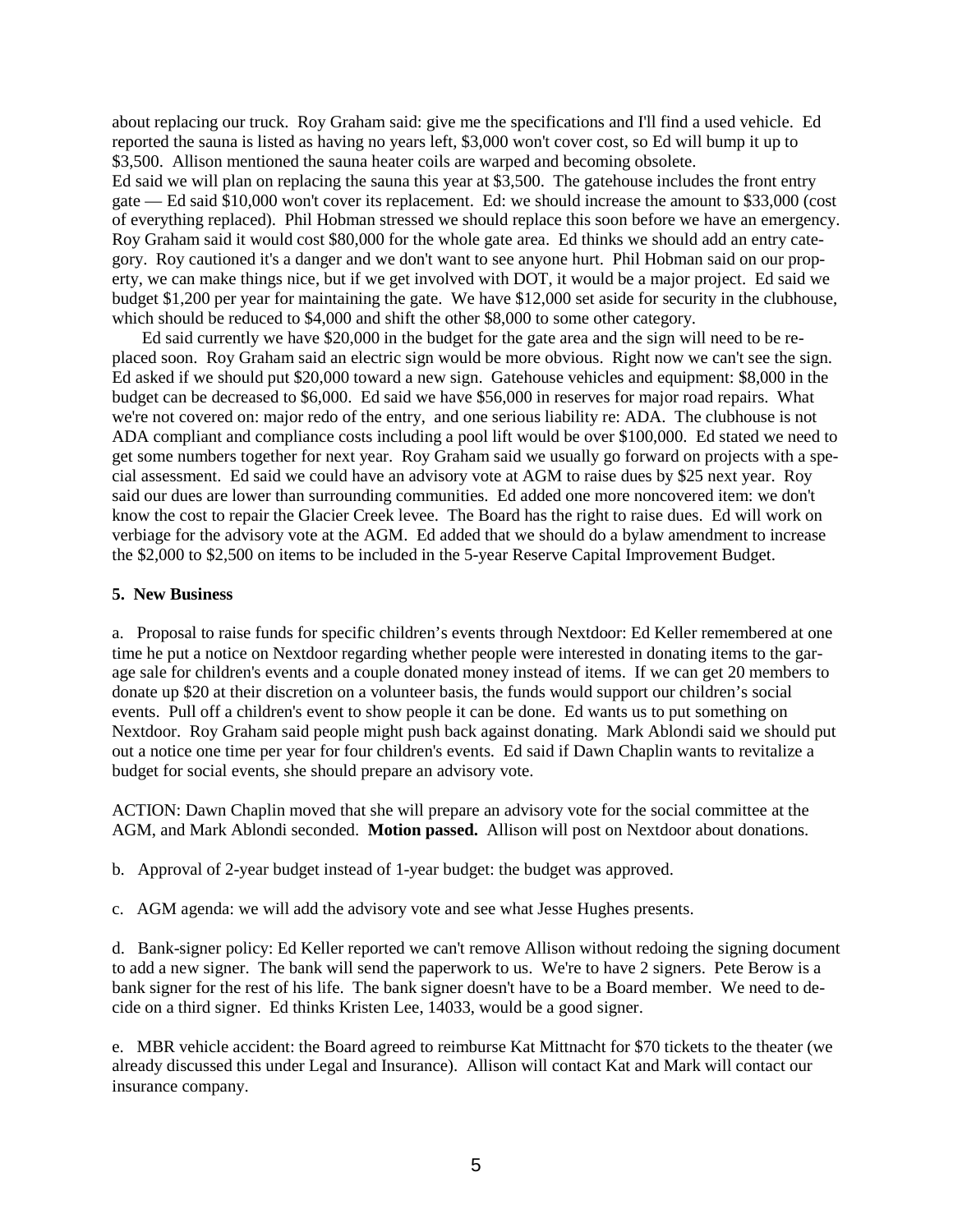about replacing our truck. Roy Graham said: give me the specifications and I'll find a used vehicle. Ed reported the sauna is listed as having no years left, $3,000 won't cover cost, so Ed will bump it up to $3,500. Allison mentioned the sauna heater coils are warped and becoming obsolete.
Ed said we will plan on replacing the sauna this year at $3,500. The gatehouse includes the front entry gate — Ed said $10,000 won't cover its replacement. Ed: we should increase the amount to $33,000 (cost of everything replaced). Phil Hobman stressed we should replace this soon before we have an emergency. Roy Graham said it would cost $80,000 for the whole gate area. Ed thinks we should add an entry category. Roy cautioned it's a danger and we don't want to see anyone hurt. Phil Hobman said on our property, we can make things nice, but if we get involved with DOT, it would be a major project. Ed said we budget $1,200 per year for maintaining the gate. We have $12,000 set aside for security in the clubhouse, which should be reduced to $4,000 and shift the other $8,000 to some other category.

Ed said currently we have $20,000 in the budget for the gate area and the sign will need to be replaced soon. Roy Graham said an electric sign would be more obvious. Right now we can't see the sign. Ed asked if we should put $20,000 toward a new sign. Gatehouse vehicles and equipment: $8,000 in the budget can be decreased to $6,000. Ed said we have $56,000 in reserves for major road repairs. What we're not covered on: major redo of the entry, and one serious liability re: ADA. The clubhouse is not ADA compliant and compliance costs including a pool lift would be over $100,000. Ed stated we need to get some numbers together for next year. Roy Graham said we usually go forward on projects with a special assessment. Ed said we could have an advisory vote at AGM to raise dues by $25 next year. Roy said our dues are lower than surrounding communities. Ed added one more noncovered item: we don't know the cost to repair the Glacier Creek levee. The Board has the right to raise dues. Ed will work on verbiage for the advisory vote at the AGM. Ed added that we should do a bylaw amendment to increase the $2,000 to $2,500 on items to be included in the 5-year Reserve Capital Improvement Budget.

**5. New Business**

a. Proposal to raise funds for specific children's events through Nextdoor: Ed Keller remembered at one time he put a notice on Nextdoor regarding whether people were interested in donating items to the garage sale for children's events and a couple donated money instead of items. If we can get 20 members to donate up $20 at their discretion on a volunteer basis, the funds would support our children's social events. Pull off a children's event to show people it can be done. Ed wants us to put something on Nextdoor. Roy Graham said people might push back against donating. Mark Ablondi said we should put out a notice one time per year for four children's events. Ed said if Dawn Chaplin wants to revitalize a budget for social events, she should prepare an advisory vote.

ACTION: Dawn Chaplin moved that she will prepare an advisory vote for the social committee at the AGM, and Mark Ablondi seconded. **Motion passed.** Allison will post on Nextdoor about donations.

b. Approval of 2-year budget instead of 1-year budget: the budget was approved.

c. AGM agenda: we will add the advisory vote and see what Jesse Hughes presents.

d. Bank-signer policy: Ed Keller reported we can't remove Allison without redoing the signing document to add a new signer. The bank will send the paperwork to us. We're to have 2 signers. Pete Berow is a bank signer for the rest of his life. The bank signer doesn't have to be a Board member. We need to decide on a third signer. Ed thinks Kristen Lee, 14033, would be a good signer.

e. MBR vehicle accident: the Board agreed to reimburse Kat Mittnacht for $70 tickets to the theater (we already discussed this under Legal and Insurance). Allison will contact Kat and Mark will contact our insurance company.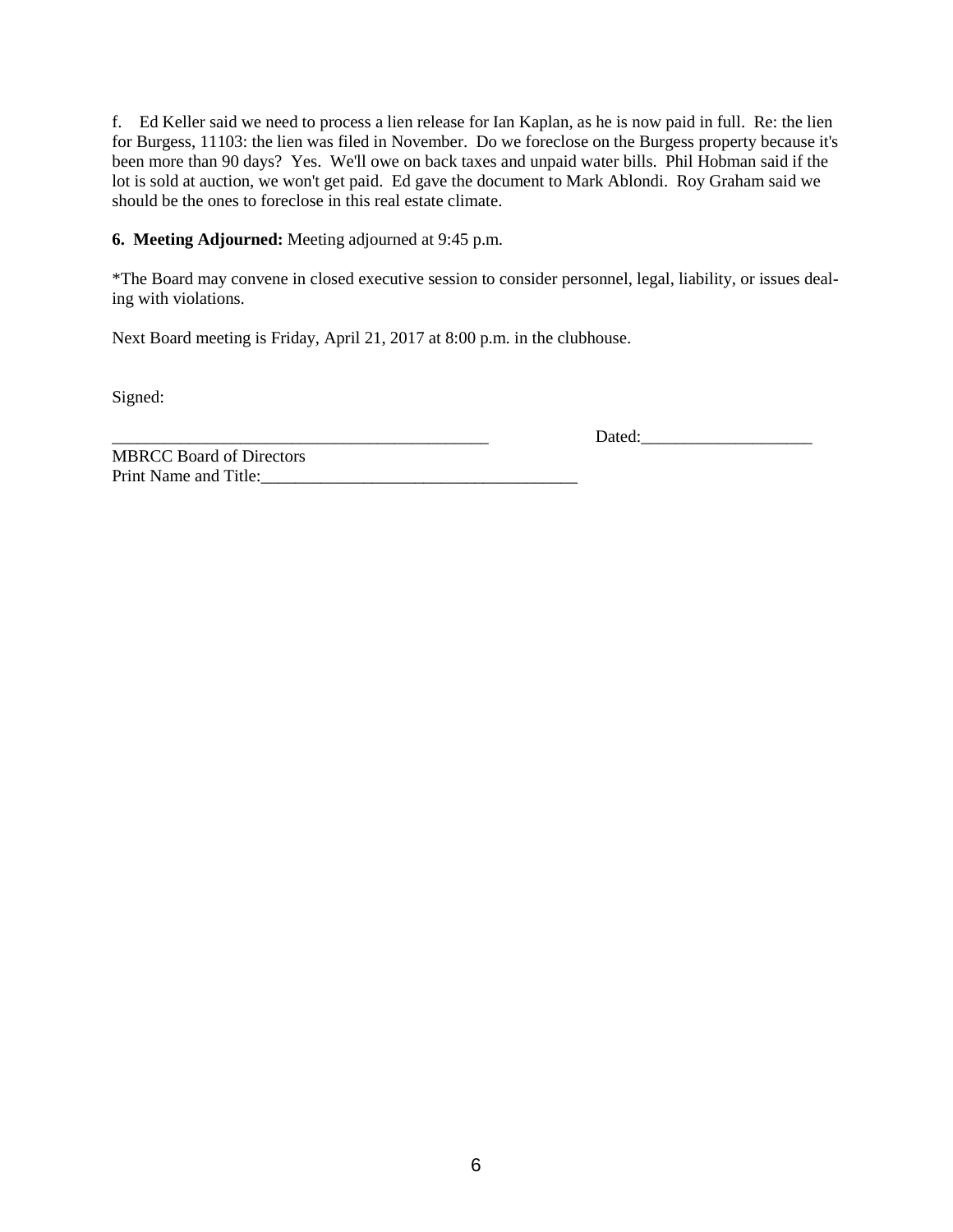f. Ed Keller said we need to process a lien release for Ian Kaplan, as he is now paid in full. Re: the lien for Burgess, 11103: the lien was filed in November. Do we foreclose on the Burgess property because it's been more than 90 days? Yes. We'll owe on back taxes and unpaid water bills. Phil Hobman said if the lot is sold at auction, we won't get paid. Ed gave the document to Mark Ablondi. Roy Graham said we should be the ones to foreclose in this real estate climate.

**6. Meeting Adjourned:** Meeting adjourned at 9:45 p.m.

*The Board may convene in closed executive session to consider personnel, legal, liability, or issues dealing with violations.

Next Board meeting is Friday, April 21, 2017 at 8:00 p.m. in the clubhouse.

Signed:

_____________________________________________ Dated:____________________

MBRCC Board of Directors
Print Name and Title:_____________________________________